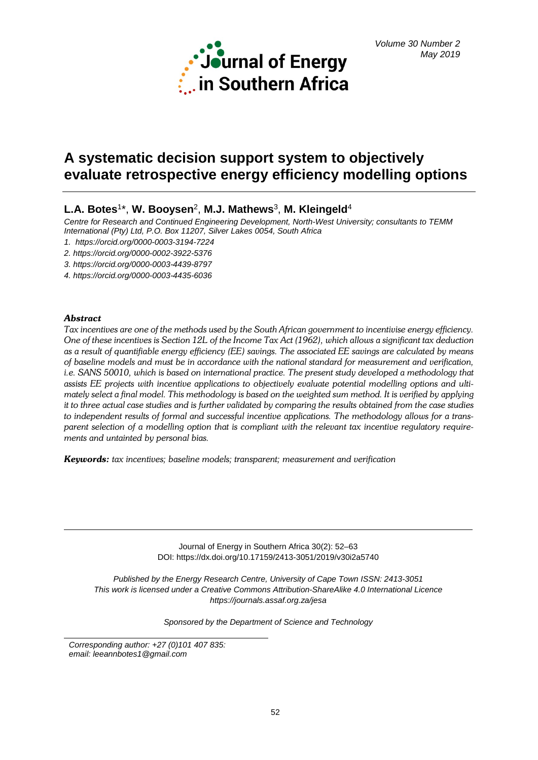# A systematic decision support system to objectively evaluate retrospective energy efficiency modelling options

**L.A. Botes**[1]*, **W. Booysen**[2], **M.J. Mathews**[3], **M. Kleingeld**[4]

*Centre for Research and Continued Engineering Development, North-West University; consultants to TEMM International (Pty) Ltd, P.O. Box 11207, Silver Lakes 0054, South Africa*

1. *https://orcid.org/0000-0003-3194-7224*
2. *https://orcid.org/0000-0002-3922-5376*
3. *https://orcid.org/0000-0003-4439-8797*
4. *https://orcid.org/0000-0003-4435-6036*

### *Abstract*

*Tax incentives are one of the methods used by the South African government to incentivise energy efficiency. One of these incentives is Section 12L of the Income Tax Act (1962), which allows a significant tax deduction as a result of quantifiable energy efficiency (EE) savings. The associated EE savings are calculated by means of baseline models and must be in accordance with the national standard for measurement and verification, i.e. SANS 50010, which is based on international practice. The present study developed a methodology that assists EE projects with incentive applications to objectively evaluate potential modelling options and ultimately select a final model. This methodology is based on the weighted sum method. It is verified by applying it to three actual case studies and is further validated by comparing the results obtained from the case studies to independent results of formal and successful incentive applications. The methodology allows for a transparent selection of a modelling option that is compliant with the relevant tax incentive regulatory requirements and untainted by personal bias.*

***Keywords:*** *tax incentives; baseline models; transparent; measurement and verification*

Journal of Energy in Southern Africa 30(2): 52–63
DOI: https://dx.doi.org/10.17159/2413-3051/2019/v30i2a5740

*Published by the Energy Research Centre, University of Cape Town ISSN: 2413-3051*
*This work is licensed under a Creative Commons Attribution-ShareAlike 4.0 International Licence*
*https://journals.assaf.org.za/jesa*

*Sponsored by the Department of Science and Technology*

*Corresponding author: +27 (0)101 407 835:*
*email: leeannbotes1@gmail.com*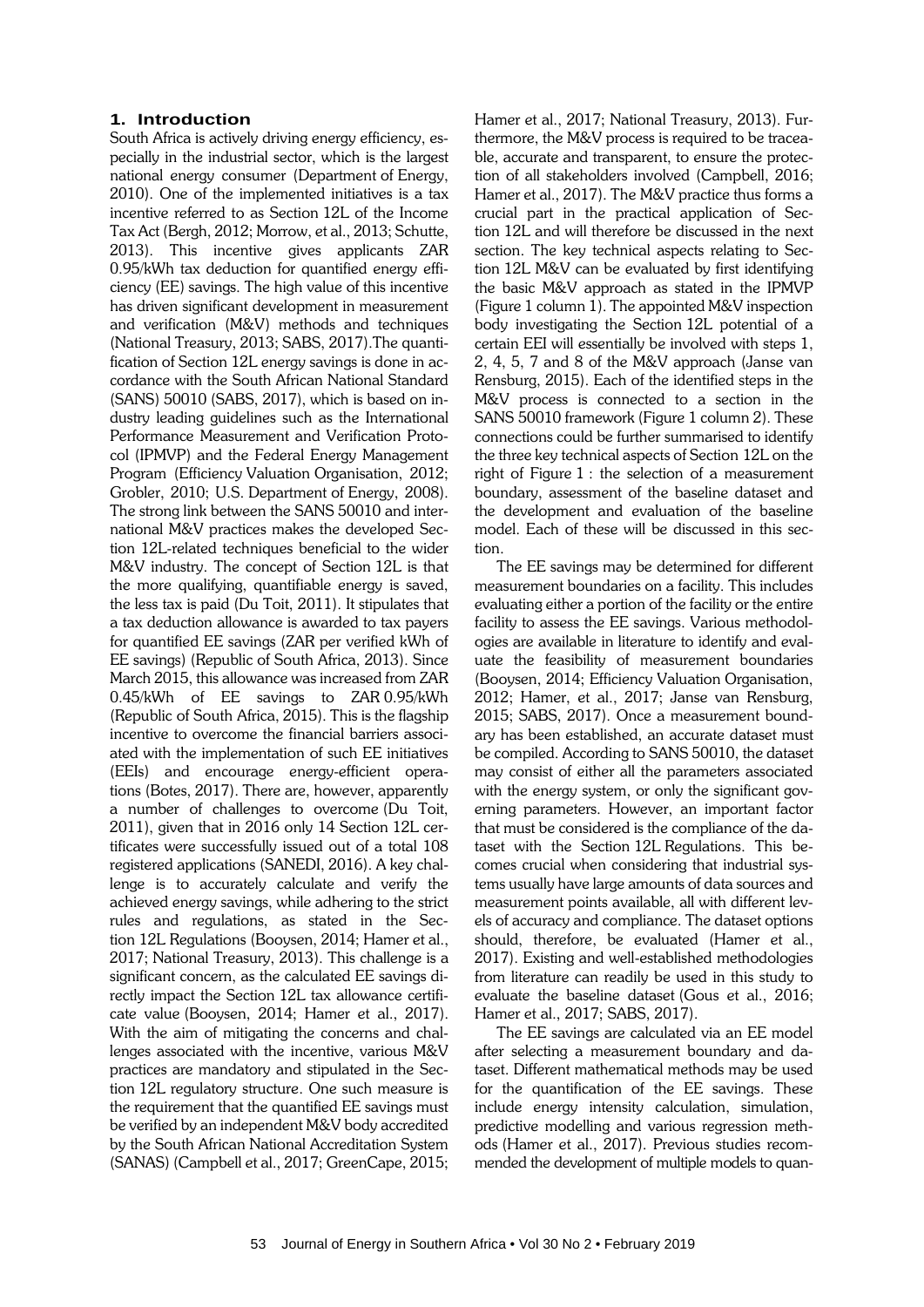## 1. Introduction

South Africa is actively driving energy efficiency, especially in the industrial sector, which is the largest national energy consumer (Department of Energy, 2010). One of the implemented initiatives is a tax incentive referred to as Section 12L of the Income Tax Act (Bergh, 2012; Morrow, et al., 2013; Schutte, 2013). This incentive gives applicants ZAR 0.95/kWh tax deduction for quantified energy efficiency (EE) savings. The high value of this incentive has driven significant development in measurement and verification (M&V) methods and techniques (National Treasury, 2013; SABS, 2017).The quantification of Section 12L energy savings is done in accordance with the South African National Standard (SANS) 50010 (SABS, 2017), which is based on industry leading guidelines such as the International Performance Measurement and Verification Protocol (IPMVP) and the Federal Energy Management Program (Efficiency Valuation Organisation, 2012; Grobler, 2010; U.S. Department of Energy, 2008). The strong link between the SANS 50010 and international M&V practices makes the developed Section 12L-related techniques beneficial to the wider M&V industry. The concept of Section 12L is that the more qualifying, quantifiable energy is saved, the less tax is paid (Du Toit, 2011). It stipulates that a tax deduction allowance is awarded to tax payers for quantified EE savings (ZAR per verified kWh of EE savings) (Republic of South Africa, 2013). Since March 2015, this allowance was increased from ZAR 0.45/kWh of EE savings to ZAR 0.95/kWh (Republic of South Africa, 2015). This is the flagship incentive to overcome the financial barriers associated with the implementation of such EE initiatives (EEIs) and encourage energy-efficient operations (Botes, 2017). There are, however, apparently a number of challenges to overcome (Du Toit, 2011), given that in 2016 only 14 Section 12L certificates were successfully issued out of a total 108 registered applications (SANEDI, 2016). A key challenge is to accurately calculate and verify the achieved energy savings, while adhering to the strict rules and regulations, as stated in the Section 12L Regulations (Booysen, 2014; Hamer et al., 2017; National Treasury, 2013). This challenge is a significant concern, as the calculated EE savings directly impact the Section 12L tax allowance certificate value (Booysen, 2014; Hamer et al., 2017). With the aim of mitigating the concerns and challenges associated with the incentive, various M&V practices are mandatory and stipulated in the Section 12L regulatory structure. One such measure is the requirement that the quantified EE savings must be verified by an independent M&V body accredited by the South African National Accreditation System (SANAS) (Campbell et al., 2017; GreenCape, 2015; Hamer et al., 2017; National Treasury, 2013). Furthermore, the M&V process is required to be traceable, accurate and transparent, to ensure the protection of all stakeholders involved (Campbell, 2016; Hamer et al., 2017). The M&V practice thus forms a crucial part in the practical application of Section 12L and will therefore be discussed in the next section. The key technical aspects relating to Section 12L M&V can be evaluated by first identifying the basic M&V approach as stated in the IPMVP (Figure 1 column 1). The appointed M&V inspection body investigating the Section 12L potential of a certain EEI will essentially be involved with steps 1, 2, 4, 5, 7 and 8 of the M&V approach (Janse van Rensburg, 2015). Each of the identified steps in the M&V process is connected to a section in the SANS 50010 framework (Figure 1 column 2). These connections could be further summarised to identify the three key technical aspects of Section 12L on the right of Figure 1 : the selection of a measurement boundary, assessment of the baseline dataset and the development and evaluation of the baseline model. Each of these will be discussed in this section.

The EE savings may be determined for different measurement boundaries on a facility. This includes evaluating either a portion of the facility or the entire facility to assess the EE savings. Various methodologies are available in literature to identify and evaluate the feasibility of measurement boundaries (Booysen, 2014; Efficiency Valuation Organisation, 2012; Hamer, et al., 2017; Janse van Rensburg, 2015; SABS, 2017). Once a measurement boundary has been established, an accurate dataset must be compiled. According to SANS 50010, the dataset may consist of either all the parameters associated with the energy system, or only the significant governing parameters. However, an important factor that must be considered is the compliance of the dataset with the Section 12L Regulations. This becomes crucial when considering that industrial systems usually have large amounts of data sources and measurement points available, all with different levels of accuracy and compliance. The dataset options should, therefore, be evaluated (Hamer et al., 2017). Existing and well-established methodologies from literature can readily be used in this study to evaluate the baseline dataset (Gous et al., 2016; Hamer et al., 2017; SABS, 2017).

The EE savings are calculated via an EE model after selecting a measurement boundary and dataset. Different mathematical methods may be used for the quantification of the EE savings. These include energy intensity calculation, simulation, predictive modelling and various regression methods (Hamer et al., 2017). Previous studies recommended the development of multiple models to quan-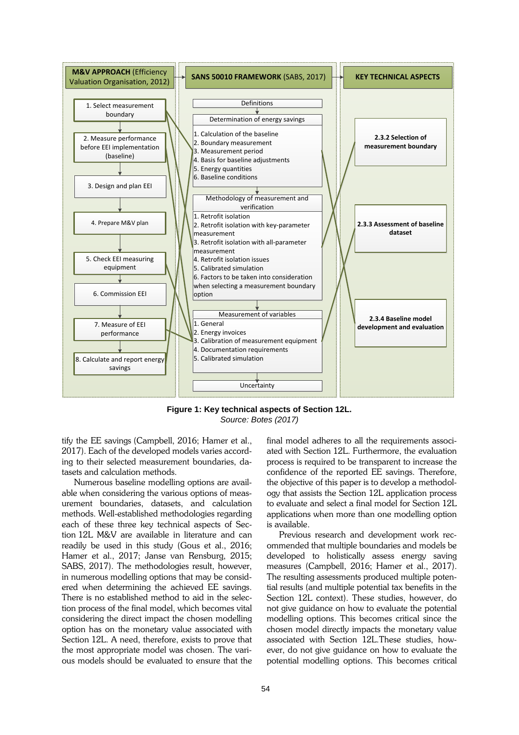**M&V APPROACH** (Efficiency Valuation Organisation, 2012)

1. Select measurement boundary
2. Measure performance before EEI implementation (baseline)
3. Design and plan EEI
4. Prepare M&V plan
5. Check EEI measuring equipment
6. Commission EEI
7. Measure of EEI performance
8. Calculate and report energy savings

**SANS 50010 FRAMEWORK** (SABS, 2017)

Definitions

Determination of energy savings
1. Calculation of the baseline
2. Boundary measurement
3. Measurement period
4. Basis for baseline adjustments
5. Energy quantities
6. Baseline conditions

Methodology of measurement and verification
1. Retrofit isolation
2. Retrofit isolation with key-parameter measurement
3. Retrofit isolation with all-parameter measurement
4. Retrofit isolation issues
5. Calibrated simulation
6. Factors to be taken into consideration when selecting a measurement boundary option

Measurement of variables
1. General
2. Energy invoices
3. Calibration of measurement equipment
4. Documentation requirements
5. Calibrated simulation

Uncertainty

**KEY TECHNICAL ASPECTS**

**2.3.2 Selection of measurement boundary**

**2.3.3 Assessment of baseline dataset**

**2.3.4 Baseline model development and evaluation**

**Figure 1: Key technical aspects of Section 12L.**

*Source: Botes (2017)*

tify the EE savings (Campbell, 2016; Hamer et al., 2017). Each of the developed models varies according to their selected measurement boundaries, datasets and calculation methods.

Numerous baseline modelling options are available when considering the various options of measurement boundaries, datasets, and calculation methods. Well-established methodologies regarding each of these three key technical aspects of Section 12L M&V are available in literature and can readily be used in this study (Gous et al., 2016; Hamer et al., 2017; Janse van Rensburg, 2015; SABS, 2017). The methodologies result, however, in numerous modelling options that may be considered when determining the achieved EE savings. There is no established method to aid in the selection process of the final model, which becomes vital considering the direct impact the chosen modelling option has on the monetary value associated with Section 12L. A need, therefore, exists to prove that the most appropriate model was chosen. The various models should be evaluated to ensure that the final model adheres to all the requirements associated with Section 12L. Furthermore, the evaluation process is required to be transparent to increase the confidence of the reported EE savings. Therefore, the objective of this paper is to develop a methodology that assists the Section 12L application process to evaluate and select a final model for Section 12L applications when more than one modelling option is available.

Previous research and development work recommended that multiple boundaries and models be developed to holistically assess energy saving measures (Campbell, 2016; Hamer et al., 2017). The resulting assessments produced multiple potential results (and multiple potential tax benefits in the Section 12L context). These studies, however, do not give guidance on how to evaluate the potential modelling options. This becomes critical since the chosen model directly impacts the monetary value associated with Section 12L.These studies, however, do not give guidance on how to evaluate the potential modelling options. This becomes critical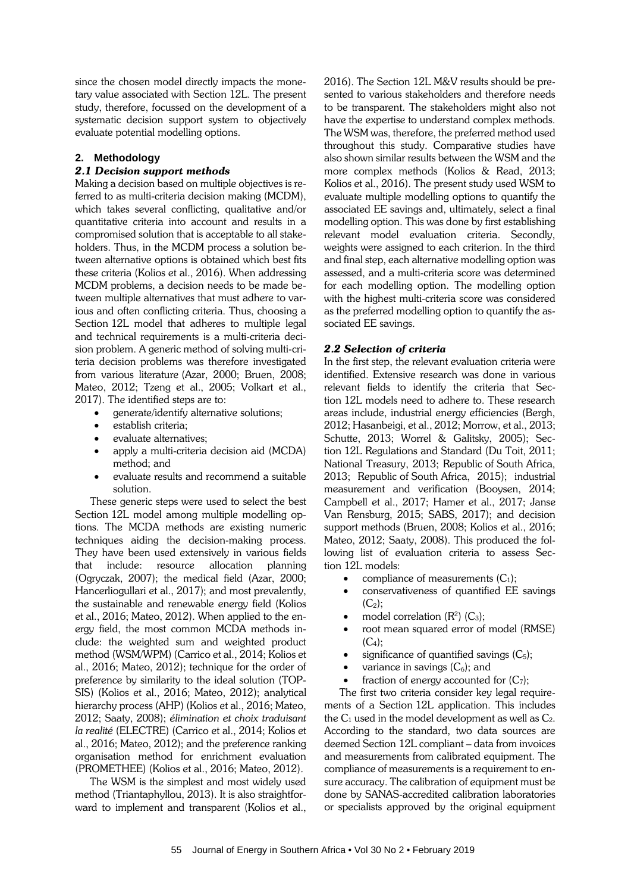since the chosen model directly impacts the monetary value associated with Section 12L. The present study, therefore, focussed on the development of a systematic decision support system to objectively evaluate potential modelling options.

## 2. Methodology

### *2.1 Decision support methods*

Making a decision based on multiple objectives is referred to as multi-criteria decision making (MCDM), which takes several conflicting, qualitative and/or quantitative criteria into account and results in a compromised solution that is acceptable to all stakeholders. Thus, in the MCDM process a solution between alternative options is obtained which best fits these criteria (Kolios et al., 2016). When addressing MCDM problems, a decision needs to be made between multiple alternatives that must adhere to various and often conflicting criteria. Thus, choosing a Section 12L model that adheres to multiple legal and technical requirements is a multi-criteria decision problem. A generic method of solving multi-criteria decision problems was therefore investigated from various literature (Azar, 2000; Bruen, 2008; Mateo, 2012; Tzeng et al., 2005; Volkart et al., 2017). The identified steps are to:

- generate/identify alternative solutions;
- establish criteria;
- evaluate alternatives;
- apply a multi-criteria decision aid (MCDA) method; and
- evaluate results and recommend a suitable solution.

These generic steps were used to select the best Section 12L model among multiple modelling options. The MCDA methods are existing numeric techniques aiding the decision-making process. They have been used extensively in various fields that include: resource allocation planning (Ogryczak, 2007); the medical field (Azar, 2000; Hancerliogullari et al., 2017); and most prevalently, the sustainable and renewable energy field (Kolios et al., 2016; Mateo, 2012). When applied to the energy field, the most common MCDA methods include: the weighted sum and weighted product method (WSM/WPM) (Carrico et al., 2014; Kolios et al., 2016; Mateo, 2012); technique for the order of preference by similarity to the ideal solution (TOPSIS) (Kolios et al., 2016; Mateo, 2012); analytical hierarchy process (AHP) (Kolios et al., 2016; Mateo, 2012; Saaty, 2008); *élimination et choix traduisant la realité* (ELECTRE) (Carrico et al., 2014; Kolios et al., 2016; Mateo, 2012); and the preference ranking organisation method for enrichment evaluation (PROMETHEE) (Kolios et al., 2016; Mateo, 2012).

The WSM is the simplest and most widely used method (Triantaphyllou, 2013). It is also straightforward to implement and transparent (Kolios et al., 2016). The Section 12L M&V results should be presented to various stakeholders and therefore needs to be transparent. The stakeholders might also not have the expertise to understand complex methods. The WSM was, therefore, the preferred method used throughout this study. Comparative studies have also shown similar results between the WSM and the more complex methods (Kolios & Read, 2013; Kolios et al., 2016). The present study used WSM to evaluate multiple modelling options to quantify the associated EE savings and, ultimately, select a final modelling option. This was done by first establishing relevant model evaluation criteria. Secondly, weights were assigned to each criterion. In the third and final step, each alternative modelling option was assessed, and a multi-criteria score was determined for each modelling option. The modelling option with the highest multi-criteria score was considered as the preferred modelling option to quantify the associated EE savings.

### *2.2 Selection of criteria*

In the first step, the relevant evaluation criteria were identified. Extensive research was done in various relevant fields to identify the criteria that Section 12L models need to adhere to. These research areas include, industrial energy efficiencies (Bergh, 2012; Hasanbeigi, et al., 2012; Morrow, et al., 2013; Schutte, 2013; Worrel & Galitsky, 2005); Section 12L Regulations and Standard (Du Toit, 2011; National Treasury, 2013; Republic of South Africa, 2013; Republic of South Africa, 2015); industrial measurement and verification (Booysen, 2014; Campbell et al., 2017; Hamer et al., 2017; Janse Van Rensburg, 2015; SABS, 2017); and decision support methods (Bruen, 2008; Kolios et al., 2016; Mateo, 2012; Saaty, 2008). This produced the following list of evaluation criteria to assess Section 12L models:

- compliance of measurements ($C_1$);
- conservativeness of quantified EE savings ($C_2$);
- model correlation ($R^2$) ($C_3$);
- root mean squared error of model (RMSE) ($C_4$);
- significance of quantified savings ($C_5$);
- variance in savings ($C_6$); and
- fraction of energy accounted for ($C_7$);

The first two criteria consider key legal requirements of a Section 12L application. This includes the $C_1$ used in the model development as well as $C_2$. According to the standard, two data sources are deemed Section 12L compliant – data from invoices and measurements from calibrated equipment. The compliance of measurements is a requirement to ensure accuracy. The calibration of equipment must be done by SANAS-accredited calibration laboratories or specialists approved by the original equipment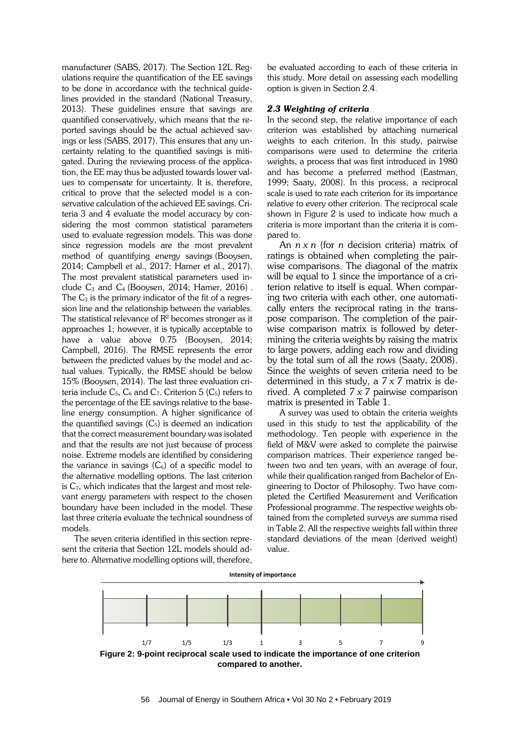manufacturer (SABS, 2017). The Section 12L Regulations require the quantification of the EE savings to be done in accordance with the technical guidelines provided in the standard (National Treasury, 2013). These guidelines ensure that savings are quantified conservatively, which means that the reported savings should be the actual achieved savings or less (SABS, 2017). This ensures that any uncertainty relating to the quantified savings is mitigated. During the reviewing process of the application, the EE may thus be adjusted towards lower values to compensate for uncertainty. It is, therefore, critical to prove that the selected model is a conservative calculation of the achieved EE savings. Criteria 3 and 4 evaluate the model accuracy by considering the most common statistical parameters used to evaluate regression models. This was done since regression models are the most prevalent method of quantifying energy savings (Booysen, 2014; Campbell et al., 2017; Hamer et al., 2017). The most prevalent statistical parameters used include $C_3$ and $C_4$ (Booysen, 2014; Hamer, 2016) . The $C_3$ is the primary indicator of the fit of a regression line and the relationship between the variables. The statistical relevance of $R^2$ becomes stronger as it approaches 1; however, it is typically acceptable to have a value above 0.75 (Booysen, 2014; Campbell, 2016). The RMSE represents the error between the predicted values by the model and actual values. Typically, the RMSE should be below 15% (Booysen, 2014). The last three evaluation criteria include $C_5$, $C_6$ and $C_7$. Criterion 5 ($C_5$) refers to the percentage of the EE savings relative to the baseline energy consumption. A higher significance of the quantified savings ($C_5$) is deemed an indication that the correct measurement boundary was isolated and that the results are not just because of process noise. Extreme models are identified by considering the variance in savings ($C_6$) of a specific model to the alternative modelling options. The last criterion is $C_7$, which indicates that the largest and most relevant energy parameters with respect to the chosen boundary have been included in the model. These last three criteria evaluate the technical soundness of models.

The seven criteria identified in this section represent the criteria that Section 12L models should adhere to. Alternative modelling options will, therefore, be evaluated according to each of these criteria in this study. More detail on assessing each modelling option is given in Section 2.4.

### *2.3 Weighting of criteria*

In the second step, the relative importance of each criterion was established by attaching numerical weights to each criterion. In this study, pairwise comparisons were used to determine the criteria weights, a process that was first introduced in 1980 and has become a preferred method (Eastman, 1999; Saaty, 2008). In this process, a reciprocal scale is used to rate each criterion for its importance relative to every other criterion. The reciprocal scale shown in Figure 2 is used to indicate how much a criteria is more important than the criteria it is compared to.

An $n \times n$ (for $n$ decision criteria) matrix of ratings is obtained when completing the pairwise comparisons. The diagonal of the matrix will be equal to 1 since the importance of a criterion relative to itself is equal. When comparing two criteria with each other, one automatically enters the reciprocal rating in the transpose comparison. The completion of the pairwise comparison matrix is followed by determining the criteria weights by raising the matrix to large powers, adding each row and dividing by the total sum of all the rows (Saaty, 2008). Since the weights of seven criteria need to be determined in this study, a $7 \times 7$ matrix is derived. A completed $7 \times 7$ pairwise comparison matrix is presented in Table 1.

A survey was used to obtain the criteria weights used in this study to test the applicability of the methodology. Ten people with experience in the field of M&V were asked to complete the pairwise comparison matrices. Their experience ranged between two and ten years, with an average of four, while their qualification ranged from Bachelor of Engineering to Doctor of Philosophy. Two have completed the Certified Measurement and Verification Professional programme. The respective weights obtained from the completed surveys are summa rised in Table 2. All the respective weights fall within three standard deviations of the mean (derived weight) value.

Intensity of importance

1/7 1/5 1/3 1 3 5 7 9

**Figure 2: 9-point reciprocal scale used to indicate the importance of one criterion compared to another.**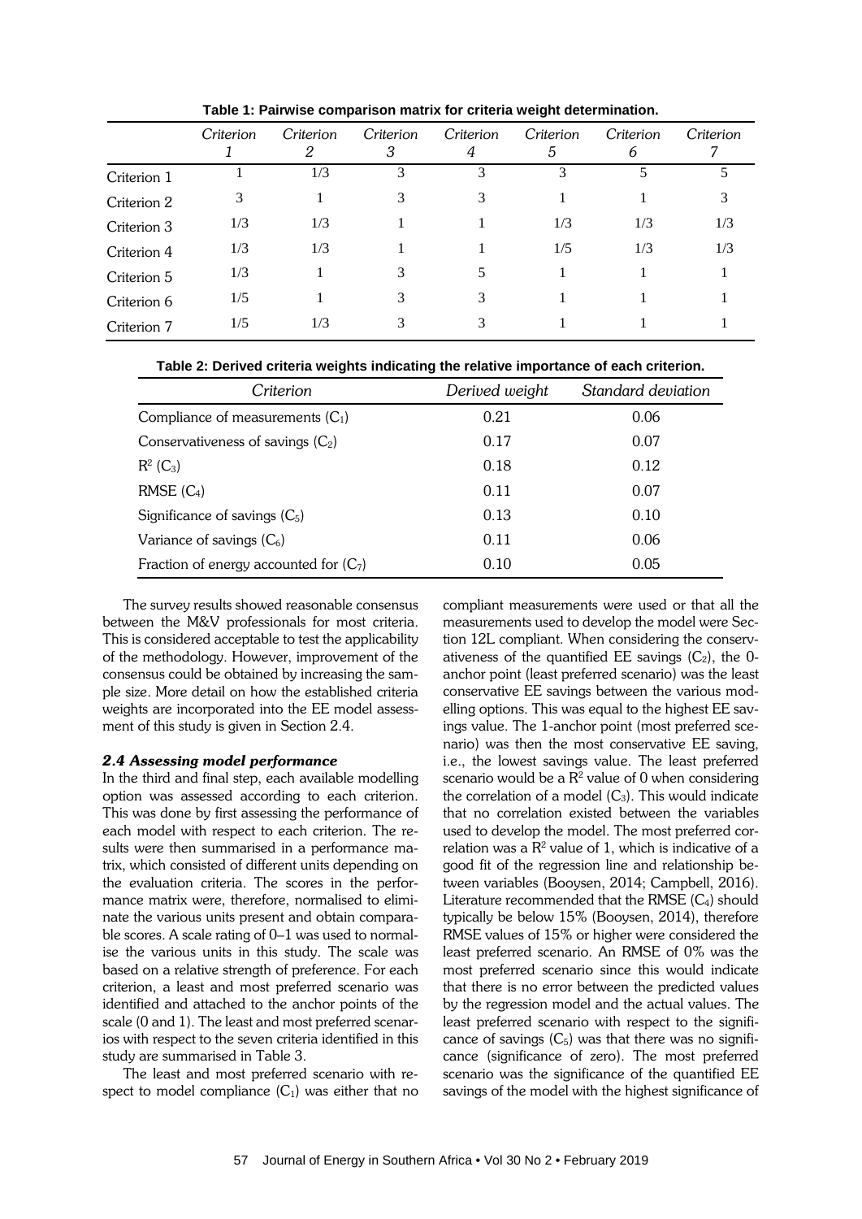**Table 1: Pairwise comparison matrix for criteria weight determination.**

| | Criterion 1 | Criterion 2 | Criterion 3 | Criterion 4 | Criterion 5 | Criterion 6 | Criterion 7 |
|---|---|---|---|---|---|---|---|
| Criterion 1 | 1 | 1/3 | 3 | 3 | 3 | 5 | 5 |
| Criterion 2 | 3 | 1 | 3 | 3 | 1 | 1 | 3 |
| Criterion 3 | 1/3 | 1/3 | 1 | 1 | 1/3 | 1/3 | 1/3 |
| Criterion 4 | 1/3 | 1/3 | 1 | 1 | 1/5 | 1/3 | 1/3 |
| Criterion 5 | 1/3 | 1 | 3 | 5 | 1 | 1 | 1 |
| Criterion 6 | 1/5 | 1 | 3 | 3 | 1 | 1 | 1 |
| Criterion 7 | 1/5 | 1/3 | 3 | 3 | 1 | 1 | 1 |

**Table 2: Derived criteria weights indicating the relative importance of each criterion.**

| Criterion | Derived weight | Standard deviation |
|---|---|---|
| Compliance of measurements ($C_1$) | 0.21 | 0.06 |
| Conservativeness of savings ($C_2$) | 0.17 | 0.07 |
| $R^2$ ($C_3$) | 0.18 | 0.12 |
| RMSE ($C_4$) | 0.11 | 0.07 |
| Significance of savings ($C_5$) | 0.13 | 0.10 |
| Variance of savings ($C_6$) | 0.11 | 0.06 |
| Fraction of energy accounted for ($C_7$) | 0.10 | 0.05 |

The survey results showed reasonable consensus between the M&V professionals for most criteria. This is considered acceptable to test the applicability of the methodology. However, improvement of the consensus could be obtained by increasing the sample size. More detail on how the established criteria weights are incorporated into the EE model assessment of this study is given in Section 2.4.

### *2.4 Assessing model performance*

In the third and final step, each available modelling option was assessed according to each criterion. This was done by first assessing the performance of each model with respect to each criterion. The results were then summarised in a performance matrix, which consisted of different units depending on the evaluation criteria. The scores in the performance matrix were, therefore, normalised to eliminate the various units present and obtain comparable scores. A scale rating of 0–1 was used to normalise the various units in this study. The scale was based on a relative strength of preference. For each criterion, a least and most preferred scenario was identified and attached to the anchor points of the scale (0 and 1). The least and most preferred scenarios with respect to the seven criteria identified in this study are summarised in Table 3.

The least and most preferred scenario with respect to model compliance ($C_1$) was either that no compliant measurements were used or that all the measurements used to develop the model were Section 12L compliant. When considering the conservativeness of the quantified EE savings ($C_2$), the 0-anchor point (least preferred scenario) was the least conservative EE savings between the various modelling options. This was equal to the highest EE savings value. The 1-anchor point (most preferred scenario) was then the most conservative EE saving, i.e., the lowest savings value. The least preferred scenario would be a $R^2$ value of 0 when considering the correlation of a model ($C_3$). This would indicate that no correlation existed between the variables used to develop the model. The most preferred correlation was a $R^2$ value of 1, which is indicative of a good fit of the regression line and relationship between variables (Booysen, 2014; Campbell, 2016). Literature recommended that the RMSE ($C_4$) should typically be below 15% (Booysen, 2014), therefore RMSE values of 15% or higher were considered the least preferred scenario. An RMSE of 0% was the most preferred scenario since this would indicate that there is no error between the predicted values by the regression model and the actual values. The least preferred scenario with respect to the significance of savings ($C_5$) was that there was no significance (significance of zero). The most preferred scenario was the significance of the quantified EE savings of the model with the highest significance of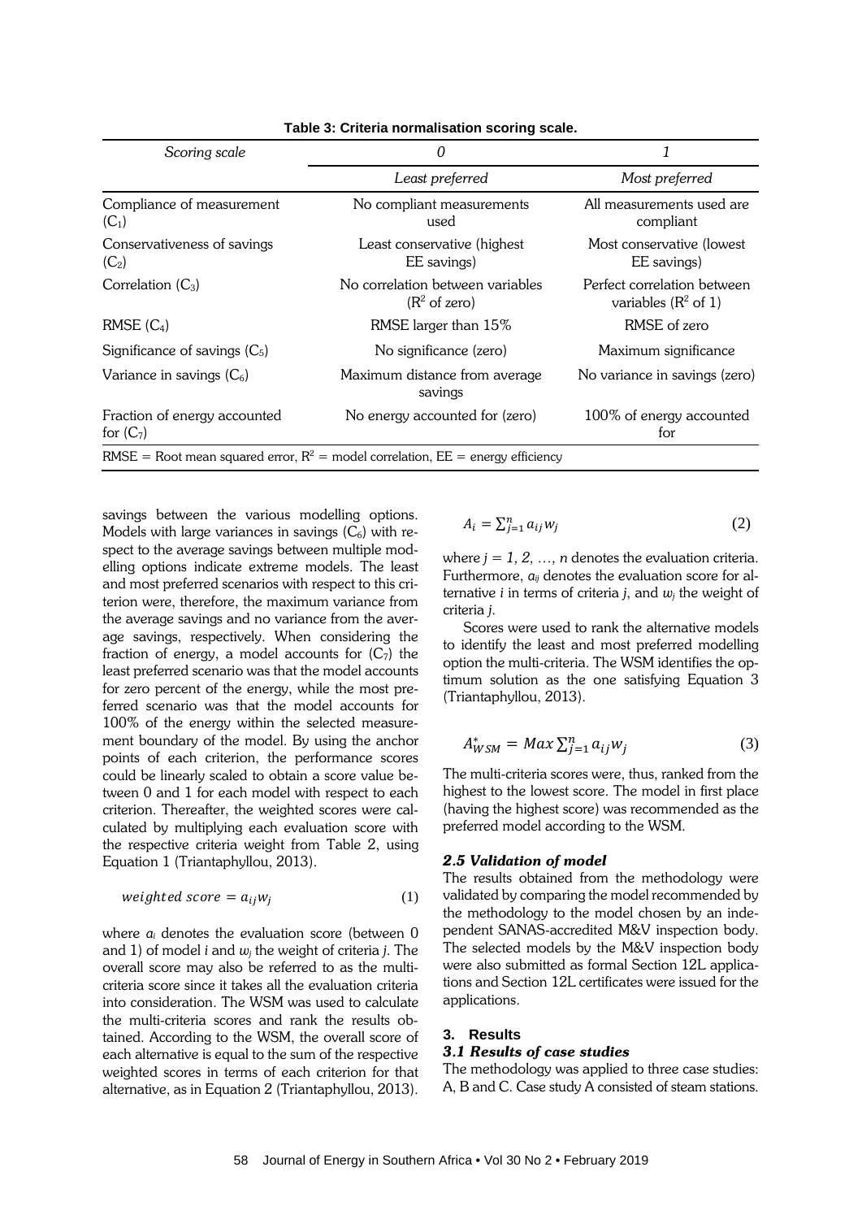**Table 3: Criteria normalisation scoring scale.**

| *Scoring scale* | *0* | *1* |
|---|---|---|
| | *Least preferred* | *Most preferred* |
| Compliance of measurement ($C_1$) | No compliant measurements used | All measurements used are compliant |
| Conservativeness of savings ($C_2$) | Least conservative (highest EE savings) | Most conservative (lowest EE savings) |
| Correlation ($C_3$) | No correlation between variables ($R^2$ of zero) | Perfect correlation between variables ($R^2$ of 1) |
| RMSE ($C_4$) | RMSE larger than 15% | RMSE of zero |
| Significance of savings ($C_5$) | No significance (zero) | Maximum significance |
| Variance in savings ($C_6$) | Maximum distance from average savings | No variance in savings (zero) |
| Fraction of energy accounted for ($C_7$) | No energy accounted for (zero) | 100% of energy accounted for |

RMSE = Root mean squared error, $R^2$ = model correlation, EE = energy efficiency

savings between the various modelling options. Models with large variances in savings ($C_6$) with respect to the average savings between multiple modelling options indicate extreme models. The least and most preferred scenarios with respect to this criterion were, therefore, the maximum variance from the average savings and no variance from the average savings, respectively. When considering the fraction of energy, a model accounts for ($C_7$) the least preferred scenario was that the model accounts for zero percent of the energy, while the most preferred scenario was that the model accounts for 100% of the energy within the selected measurement boundary of the model. By using the anchor points of each criterion, the performance scores could be linearly scaled to obtain a score value between 0 and 1 for each model with respect to each criterion. Thereafter, the weighted scores were calculated by multiplying each evaluation score with the respective criteria weight from Table 2, using Equation 1 (Triantaphyllou, 2013).

$$weighted\ score = a_{ij} w_j \tag{1}$$

where $a_i$ denotes the evaluation score (between 0 and 1) of model *i* and $w_j$ the weight of criteria *j*. The overall score may also be referred to as the multi-criteria score since it takes all the evaluation criteria into consideration. The WSM was used to calculate the multi-criteria scores and rank the results obtained. According to the WSM, the overall score of each alternative is equal to the sum of the respective weighted scores in terms of each criterion for that alternative, as in Equation 2 (Triantaphyllou, 2013).

$$A_i = \sum_{j=1}^{n} a_{ij} w_j \tag{2}$$

where $j = 1, 2, \ldots, n$ denotes the evaluation criteria. Furthermore, $a_{ij}$ denotes the evaluation score for alternative *i* in terms of criteria *j*, and $w_j$ the weight of criteria *j*.

Scores were used to rank the alternative models to identify the least and most preferred modelling option the multi-criteria. The WSM identifies the optimum solution as the one satisfying Equation 3 (Triantaphyllou, 2013).

$$A_{WSM}^{*} = Max \sum_{j=1}^{n} a_{ij} w_j \tag{3}$$

The multi-criteria scores were, thus, ranked from the highest to the lowest score. The model in first place (having the highest score) was recommended as the preferred model according to the WSM.

### *2.5 Validation of model*

The results obtained from the methodology were validated by comparing the model recommended by the methodology to the model chosen by an independent SANAS-accredited M&V inspection body. The selected models by the M&V inspection body were also submitted as formal Section 12L applications and Section 12L certificates were issued for the applications.

## 3. Results

### *3.1 Results of case studies*

The methodology was applied to three case studies: A, B and C. Case study A consisted of steam stations.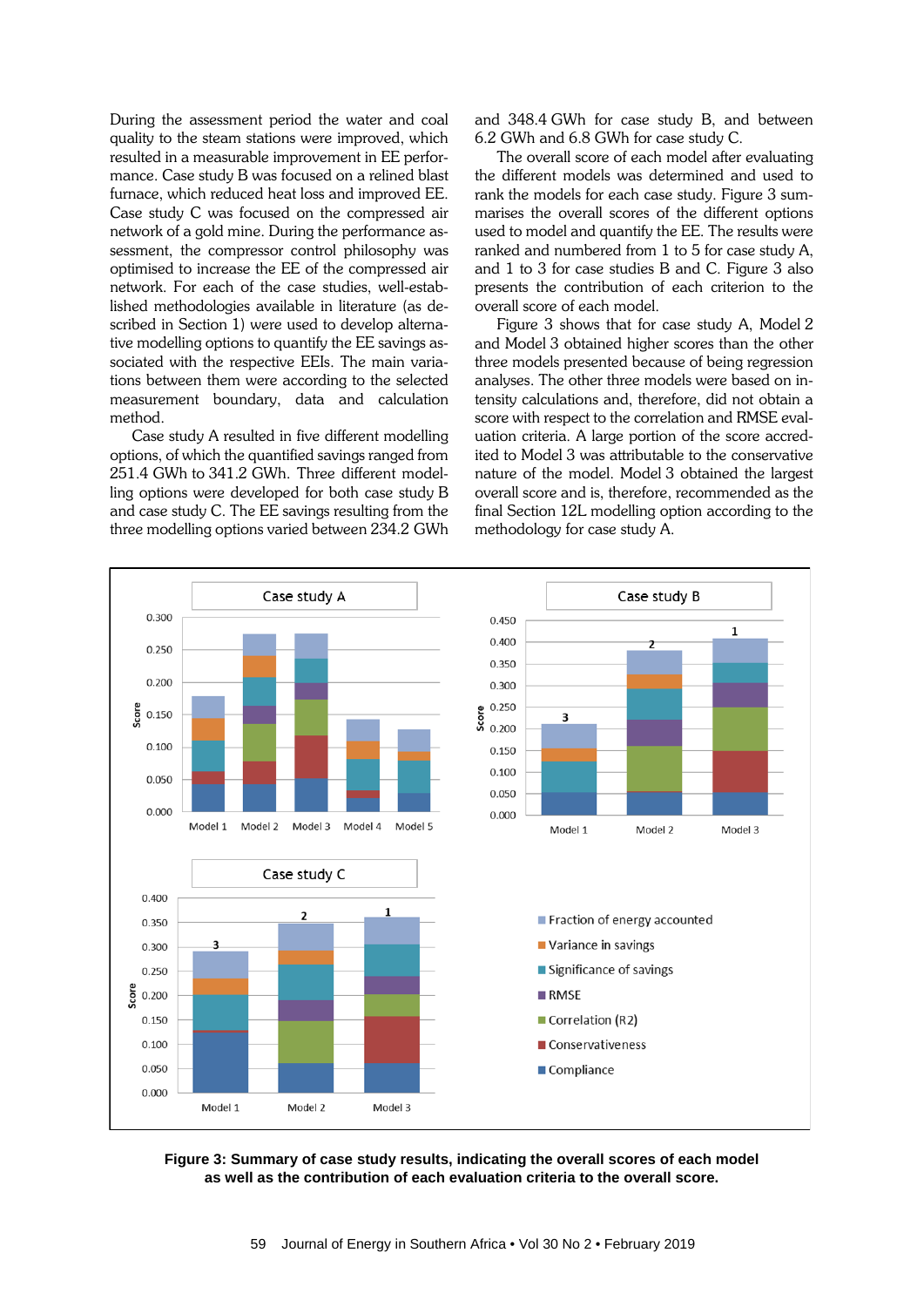During the assessment period the water and coal quality to the steam stations were improved, which resulted in a measurable improvement in EE performance. Case study B was focused on a relined blast furnace, which reduced heat loss and improved EE. Case study C was focused on the compressed air network of a gold mine. During the performance assessment, the compressor control philosophy was optimised to increase the EE of the compressed air network. For each of the case studies, well-established methodologies available in literature (as described in Section 1) were used to develop alternative modelling options to quantify the EE savings associated with the respective EEIs. The main variations between them were according to the selected measurement boundary, data and calculation method.

Case study A resulted in five different modelling options, of which the quantified savings ranged from 251.4 GWh to 341.2 GWh. Three different modelling options were developed for both case study B and case study C. The EE savings resulting from the three modelling options varied between 234.2 GWh and 348.4 GWh for case study B, and between 6.2 GWh and 6.8 GWh for case study C.

The overall score of each model after evaluating the different models was determined and used to rank the models for each case study. Figure 3 summarises the overall scores of the different options used to model and quantify the EE. The results were ranked and numbered from 1 to 5 for case study A, and 1 to 3 for case studies B and C. Figure 3 also presents the contribution of each criterion to the overall score of each model.

Figure 3 shows that for case study A, Model 2 and Model 3 obtained higher scores than the other three models presented because of being regression analyses. The other three models were based on intensity calculations and, therefore, did not obtain a score with respect to the correlation and RMSE evaluation criteria. A large portion of the score accredited to Model 3 was attributable to the conservative nature of the model. Model 3 obtained the largest overall score and is, therefore, recommended as the final Section 12L modelling option according to the methodology for case study A.

**Figure 3: Summary of case study results, indicating the overall scores of each model as well as the contribution of each evaluation criteria to the overall score.**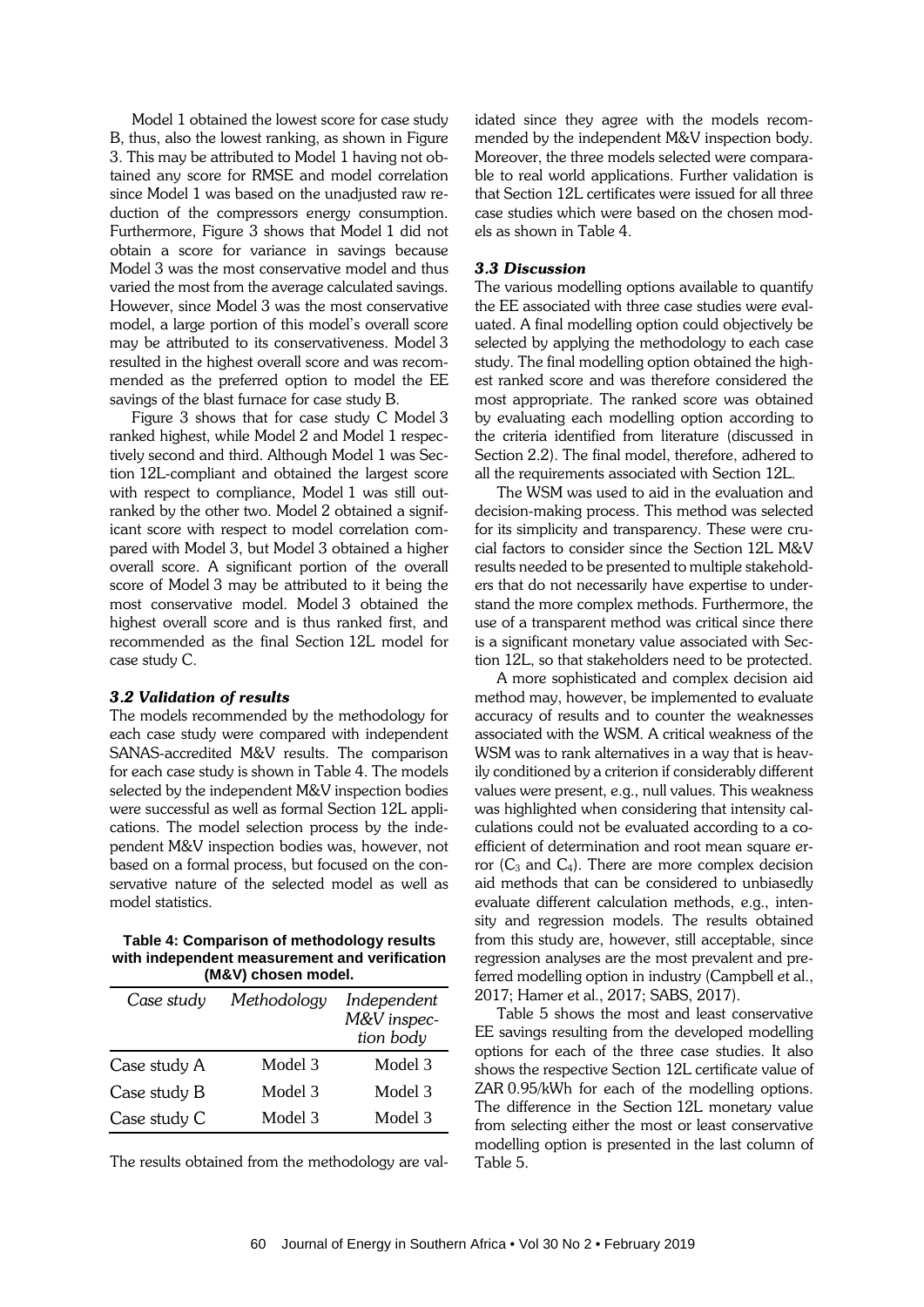Model 1 obtained the lowest score for case study B, thus, also the lowest ranking, as shown in Figure 3. This may be attributed to Model 1 having not obtained any score for RMSE and model correlation since Model 1 was based on the unadjusted raw reduction of the compressors energy consumption. Furthermore, Figure 3 shows that Model 1 did not obtain a score for variance in savings because Model 3 was the most conservative model and thus varied the most from the average calculated savings. However, since Model 3 was the most conservative model, a large portion of this model's overall score may be attributed to its conservativeness. Model 3 resulted in the highest overall score and was recommended as the preferred option to model the EE savings of the blast furnace for case study B.

Figure 3 shows that for case study C Model 3 ranked highest, while Model 2 and Model 1 respectively second and third. Although Model 1 was Section 12L-compliant and obtained the largest score with respect to compliance, Model 1 was still outranked by the other two. Model 2 obtained a significant score with respect to model correlation compared with Model 3, but Model 3 obtained a higher overall score. A significant portion of the overall score of Model 3 may be attributed to it being the most conservative model. Model 3 obtained the highest overall score and is thus ranked first, and recommended as the final Section 12L model for case study C.

### *3.2 Validation of results*

The models recommended by the methodology for each case study were compared with independent SANAS-accredited M&V results. The comparison for each case study is shown in Table 4. The models selected by the independent M&V inspection bodies were successful as well as formal Section 12L applications. The model selection process by the independent M&V inspection bodies was, however, not based on a formal process, but focused on the conservative nature of the selected model as well as model statistics.

**Table 4: Comparison of methodology results with independent measurement and verification (M&V) chosen model.**

| *Case study* | *Methodology* | *Independent M&V inspection body* |
|---|---|---|
| Case study A | Model 3 | Model 3 |
| Case study B | Model 3 | Model 3 |
| Case study C | Model 3 | Model 3 |

The results obtained from the methodology are validated since they agree with the models recommended by the independent M&V inspection body. Moreover, the three models selected were comparable to real world applications. Further validation is that Section 12L certificates were issued for all three case studies which were based on the chosen models as shown in Table 4.

### *3.3 Discussion*

The various modelling options available to quantify the EE associated with three case studies were evaluated. A final modelling option could objectively be selected by applying the methodology to each case study. The final modelling option obtained the highest ranked score and was therefore considered the most appropriate. The ranked score was obtained by evaluating each modelling option according to the criteria identified from literature (discussed in Section 2.2). The final model, therefore, adhered to all the requirements associated with Section 12L.

The WSM was used to aid in the evaluation and decision-making process. This method was selected for its simplicity and transparency. These were crucial factors to consider since the Section 12L M&V results needed to be presented to multiple stakeholders that do not necessarily have expertise to understand the more complex methods. Furthermore, the use of a transparent method was critical since there is a significant monetary value associated with Section 12L, so that stakeholders need to be protected.

A more sophisticated and complex decision aid method may, however, be implemented to evaluate accuracy of results and to counter the weaknesses associated with the WSM. A critical weakness of the WSM was to rank alternatives in a way that is heavily conditioned by a criterion if considerably different values were present, e.g., null values. This weakness was highlighted when considering that intensity calculations could not be evaluated according to a coefficient of determination and root mean square error ($C_3$ and $C_4$). There are more complex decision aid methods that can be considered to unbiasedly evaluate different calculation methods, e.g., intensity and regression models. The results obtained from this study are, however, still acceptable, since regression analyses are the most prevalent and preferred modelling option in industry (Campbell et al., 2017; Hamer et al., 2017; SABS, 2017).

Table 5 shows the most and least conservative EE savings resulting from the developed modelling options for each of the three case studies. It also shows the respective Section 12L certificate value of ZAR 0.95/kWh for each of the modelling options. The difference in the Section 12L monetary value from selecting either the most or least conservative modelling option is presented in the last column of Table 5.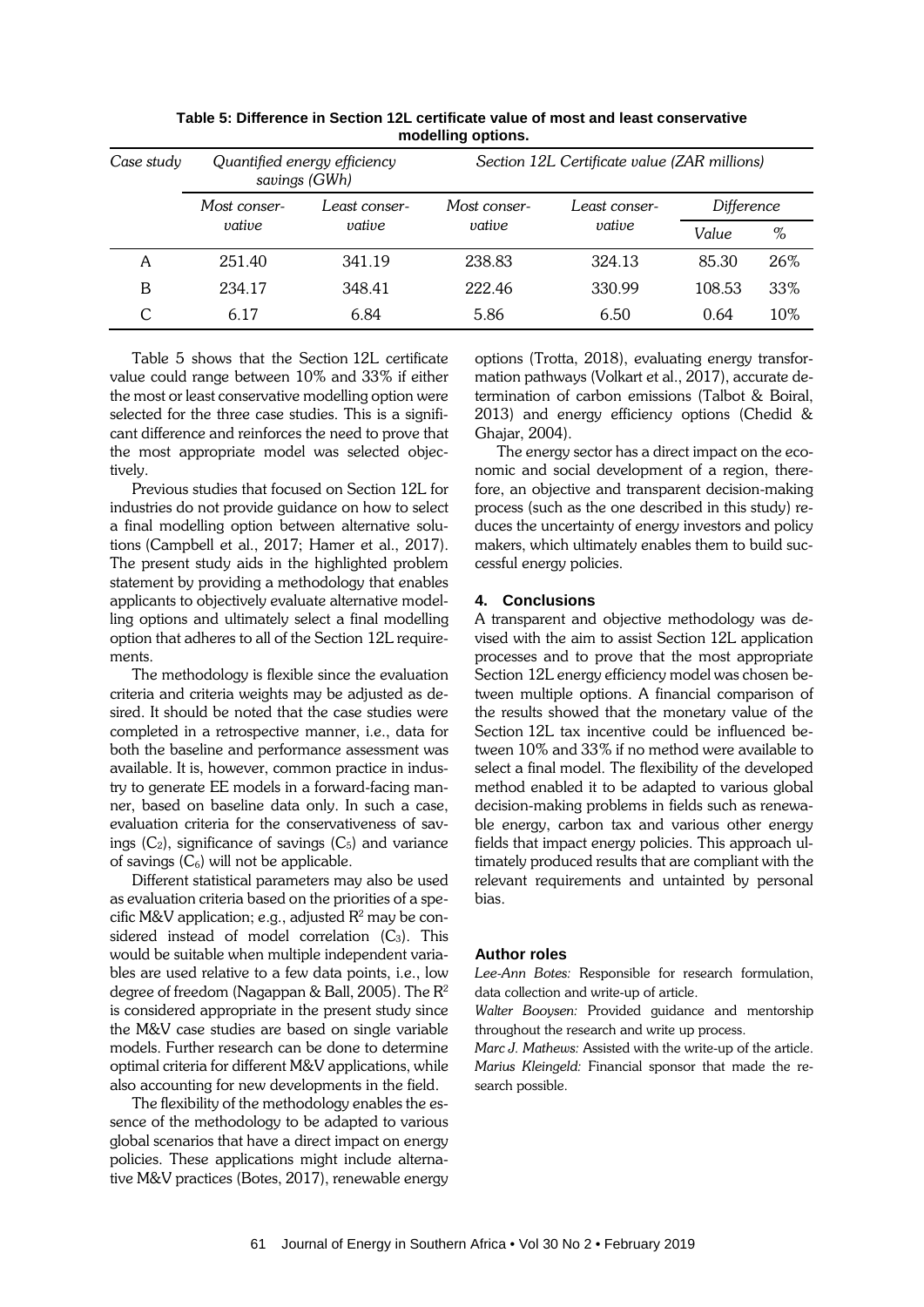**Table 5: Difference in Section 12L certificate value of most and least conservative modelling options.**

| *Case study* | *Quantified energy efficiency savings (GWh)* | | *Section 12L Certificate value (ZAR millions)* | | | |
|---|---|---|---|---|---|---|
| | *Most conservative* | *Least conservative* | *Most conservative* | *Least conservative* | *Difference* | |
| | | | | | *Value* | *%* |
| A | 251.40 | 341.19 | 238.83 | 324.13 | 85.30 | 26% |
| B | 234.17 | 348.41 | 222.46 | 330.99 | 108.53 | 33% |
| C | 6.17 | 6.84 | 5.86 | 6.50 | 0.64 | 10% |

Table 5 shows that the Section 12L certificate value could range between 10% and 33% if either the most or least conservative modelling option were selected for the three case studies. This is a significant difference and reinforces the need to prove that the most appropriate model was selected objectively.

Previous studies that focused on Section 12L for industries do not provide guidance on how to select a final modelling option between alternative solutions (Campbell et al., 2017; Hamer et al., 2017). The present study aids in the highlighted problem statement by providing a methodology that enables applicants to objectively evaluate alternative modelling options and ultimately select a final modelling option that adheres to all of the Section 12L requirements.

The methodology is flexible since the evaluation criteria and criteria weights may be adjusted as desired. It should be noted that the case studies were completed in a retrospective manner, i.e., data for both the baseline and performance assessment was available. It is, however, common practice in industry to generate EE models in a forward-facing manner, based on baseline data only. In such a case, evaluation criteria for the conservativeness of savings ($C_2$), significance of savings ($C_5$) and variance of savings ($C_6$) will not be applicable.

Different statistical parameters may also be used as evaluation criteria based on the priorities of a specific M&V application; e.g., adjusted $R^2$ may be considered instead of model correlation ($C_3$). This would be suitable when multiple independent variables are used relative to a few data points, i.e., low degree of freedom (Nagappan & Ball, 2005). The $R^2$ is considered appropriate in the present study since the M&V case studies are based on single variable models. Further research can be done to determine optimal criteria for different M&V applications, while also accounting for new developments in the field.

The flexibility of the methodology enables the essence of the methodology to be adapted to various global scenarios that have a direct impact on energy policies. These applications might include alternative M&V practices (Botes, 2017), renewable energy options (Trotta, 2018), evaluating energy transformation pathways (Volkart et al., 2017), accurate determination of carbon emissions (Talbot & Boiral, 2013) and energy efficiency options (Chedid & Ghajar, 2004).

The energy sector has a direct impact on the economic and social development of a region, therefore, an objective and transparent decision-making process (such as the one described in this study) reduces the uncertainty of energy investors and policy makers, which ultimately enables them to build successful energy policies.

## 4. Conclusions

A transparent and objective methodology was devised with the aim to assist Section 12L application processes and to prove that the most appropriate Section 12L energy efficiency model was chosen between multiple options. A financial comparison of the results showed that the monetary value of the Section 12L tax incentive could be influenced between 10% and 33% if no method were available to select a final model. The flexibility of the developed method enabled it to be adapted to various global decision-making problems in fields such as renewable energy, carbon tax and various other energy fields that impact energy policies. This approach ultimately produced results that are compliant with the relevant requirements and untainted by personal bias.

### Author roles

*Lee-Ann Botes:* Responsible for research formulation, data collection and write-up of article.

*Walter Booysen:* Provided guidance and mentorship throughout the research and write up process.

*Marc J. Mathews:* Assisted with the write-up of the article.

*Marius Kleingeld:* Financial sponsor that made the research possible.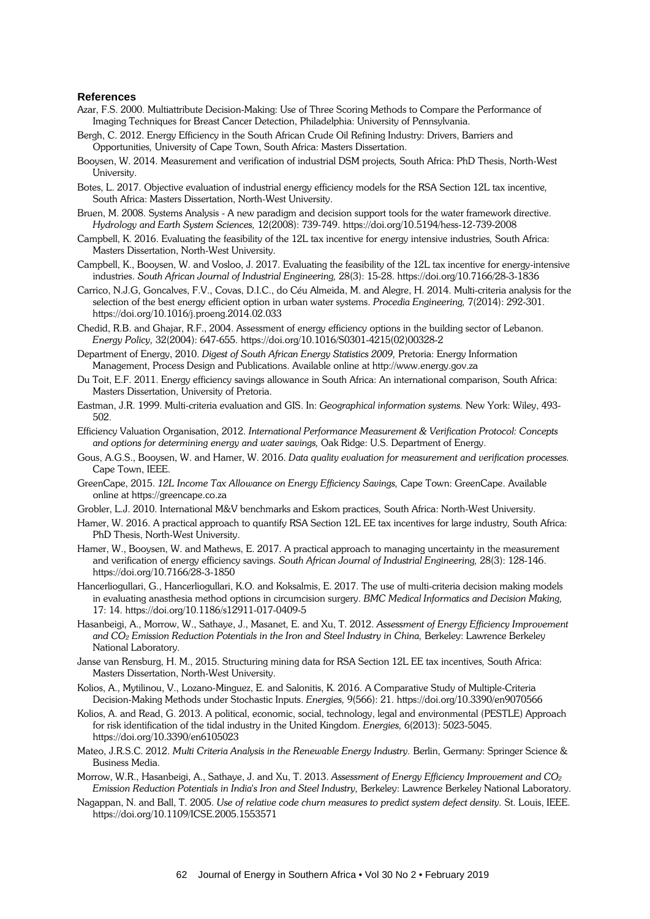## References

Azar, F.S. 2000. Multiattribute Decision-Making: Use of Three Scoring Methods to Compare the Performance of Imaging Techniques for Breast Cancer Detection, Philadelphia: University of Pennsylvania.

Bergh, C. 2012. Energy Efficiency in the South African Crude Oil Refining Industry: Drivers, Barriers and Opportunities, University of Cape Town, South Africa: Masters Dissertation.

Booysen, W. 2014. Measurement and verification of industrial DSM projects, South Africa: PhD Thesis, North-West University.

Botes, L. 2017. Objective evaluation of industrial energy efficiency models for the RSA Section 12L tax incentive, South Africa: Masters Dissertation, North-West University.

Bruen, M. 2008. Systems Analysis - A new paradigm and decision support tools for the water framework directive. *Hydrology and Earth System Sciences,* 12(2008): 739-749. https://doi.org/10.5194/hess-12-739-2008

Campbell, K. 2016. Evaluating the feasibility of the 12L tax incentive for energy intensive industries, South Africa: Masters Dissertation, North-West University.

Campbell, K., Booysen, W. and Vosloo, J. 2017. Evaluating the feasibility of the 12L tax incentive for energy-intensive industries. *South African Journal of Industrial Engineering,* 28(3): 15-28. https://doi.org/10.7166/28-3-1836

Carrico, N.J.G, Goncalves, F.V., Covas, D.I.C., do Céu Almeida, M. and Alegre, H. 2014. Multi-criteria analysis for the selection of the best energy efficient option in urban water systems. *Procedia Engineering,* 7(2014): 292-301. https://doi.org/10.1016/j.proeng.2014.02.033

Chedid, R.B. and Ghajar, R.F., 2004. Assessment of energy efficiency options in the building sector of Lebanon. *Energy Policy,* 32(2004): 647-655. https://doi.org/10.1016/S0301-4215(02)00328-2

Department of Energy, 2010. *Digest of South African Energy Statistics 2009,* Pretoria: Energy Information Management, Process Design and Publications. Available online at http://www.energy.gov.za

Du Toit, E.F. 2011. Energy efficiency savings allowance in South Africa: An international comparison, South Africa: Masters Dissertation, University of Pretoria.

Eastman, J.R. 1999. Multi-criteria evaluation and GIS. In: *Geographical information systems.* New York: Wiley, 493-502.

Efficiency Valuation Organisation, 2012. *International Performance Measurement & Verification Protocol: Concepts and options for determining energy and water savings,* Oak Ridge: U.S. Department of Energy.

Gous, A.G.S., Booysen, W. and Hamer, W. 2016. *Data quality evaluation for measurement and verification processes.* Cape Town, IEEE.

GreenCape, 2015. *12L Income Tax Allowance on Energy Efficiency Savings,* Cape Town: GreenCape. Available online at https://greencape.co.za

Grobler, L.J. 2010. International M&V benchmarks and Eskom practices, South Africa: North-West University.

Hamer, W. 2016. A practical approach to quantify RSA Section 12L EE tax incentives for large industry, South Africa: PhD Thesis, North-West University.

Hamer, W., Booysen, W. and Mathews, E. 2017. A practical approach to managing uncertainty in the measurement and verification of energy efficiency savings. *South African Journal of Industrial Engineering,* 28(3): 128-146. https://doi.org/10.7166/28-3-1850

Hancerliogullari, G., Hancerliogullari, K.O. and Koksalmis, E. 2017. The use of multi-criteria decision making models in evaluating anasthesia method options in circumcision surgery. *BMC Medical Informatics and Decision Making,* 17: 14. https://doi.org/10.1186/s12911-017-0409-5

Hasanbeigi, A., Morrow, W., Sathaye, J., Masanet, E. and Xu, T. 2012. *Assessment of Energy Efficiency Improvement and $CO_2$ Emission Reduction Potentials in the Iron and Steel Industry in China,* Berkeley: Lawrence Berkeley National Laboratory.

Janse van Rensburg, H. M., 2015. Structuring mining data for RSA Section 12L EE tax incentives, South Africa: Masters Dissertation, North-West University.

Kolios, A., Mytilinou, V., Lozano-Minguez, E. and Salonitis, K. 2016. A Comparative Study of Multiple-Criteria Decision-Making Methods under Stochastic Inputs. *Energies,* 9(566): 21. https://doi.org/10.3390/en9070566

Kolios, A. and Read, G. 2013. A political, economic, social, technology, legal and environmental (PESTLE) Approach for risk identification of the tidal industry in the United Kingdom. *Energies,* 6(2013): 5023-5045. https://doi.org/10.3390/en6105023

Mateo, J.R.S.C. 2012. *Multi Criteria Analysis in the Renewable Energy Industry.* Berlin, Germany: Springer Science & Business Media.

Morrow, W.R., Hasanbeigi, A., Sathaye, J. and Xu, T. 2013. *Assessment of Energy Efficiency Improvement and $CO_2$ Emission Reduction Potentials in India's Iron and Steel Industry,* Berkeley: Lawrence Berkeley National Laboratory.

Nagappan, N. and Ball, T. 2005. *Use of relative code churn measures to predict system defect density.* St. Louis, IEEE. https://doi.org/10.1109/ICSE.2005.1553571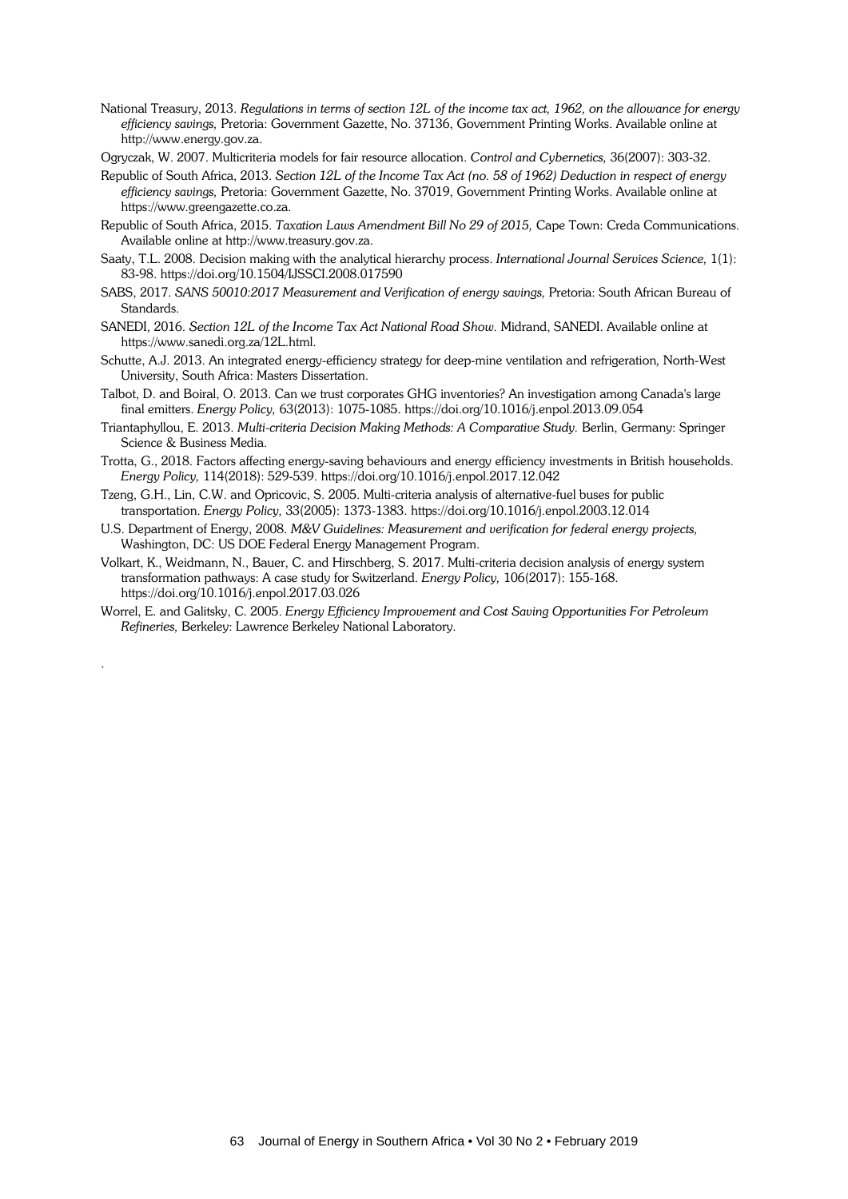National Treasury, 2013. *Regulations in terms of section 12L of the income tax act, 1962, on the allowance for energy efficiency savings,* Pretoria: Government Gazette, No. 37136, Government Printing Works. Available online at http://www.energy.gov.za.

Ogryczak, W. 2007. Multicriteria models for fair resource allocation. *Control and Cybernetics,* 36(2007): 303-32.

Republic of South Africa, 2013. *Section 12L of the Income Tax Act (no. 58 of 1962) Deduction in respect of energy efficiency savings,* Pretoria: Government Gazette, No. 37019, Government Printing Works. Available online at https://www.greengazette.co.za.

Republic of South Africa, 2015. *Taxation Laws Amendment Bill No 29 of 2015,* Cape Town: Creda Communications. Available online at http://www.treasury.gov.za.

Saaty, T.L. 2008. Decision making with the analytical hierarchy process. *International Journal Services Science,* 1(1): 83-98. https://doi.org/10.1504/IJSSCI.2008.017590

SABS, 2017. *SANS 50010:2017 Measurement and Verification of energy savings,* Pretoria: South African Bureau of Standards.

SANEDI, 2016. *Section 12L of the Income Tax Act National Road Show.* Midrand, SANEDI. Available online at https://www.sanedi.org.za/12L.html.

Schutte, A.J. 2013. An integrated energy-efficiency strategy for deep-mine ventilation and refrigeration, North-West University, South Africa: Masters Dissertation.

Talbot, D. and Boiral, O. 2013. Can we trust corporates GHG inventories? An investigation among Canada's large final emitters. *Energy Policy,* 63(2013): 1075-1085. https://doi.org/10.1016/j.enpol.2013.09.054

Triantaphyllou, E. 2013. *Multi-criteria Decision Making Methods: A Comparative Study.* Berlin, Germany: Springer Science & Business Media.

Trotta, G., 2018. Factors affecting energy-saving behaviours and energy efficiency investments in British households. *Energy Policy,* 114(2018): 529-539. https://doi.org/10.1016/j.enpol.2017.12.042

Tzeng, G.H., Lin, C.W. and Opricovic, S. 2005. Multi-criteria analysis of alternative-fuel buses for public transportation. *Energy Policy,* 33(2005): 1373-1383. https://doi.org/10.1016/j.enpol.2003.12.014

U.S. Department of Energy, 2008. *M&V Guidelines: Measurement and verification for federal energy projects,* Washington, DC: US DOE Federal Energy Management Program.

Volkart, K., Weidmann, N., Bauer, C. and Hirschberg, S. 2017. Multi-criteria decision analysis of energy system transformation pathways: A case study for Switzerland. *Energy Policy,* 106(2017): 155-168. https://doi.org/10.1016/j.enpol.2017.03.026

Worrel, E. and Galitsky, C. 2005. *Energy Efficiency Improvement and Cost Saving Opportunities For Petroleum Refineries,* Berkeley: Lawrence Berkeley National Laboratory.